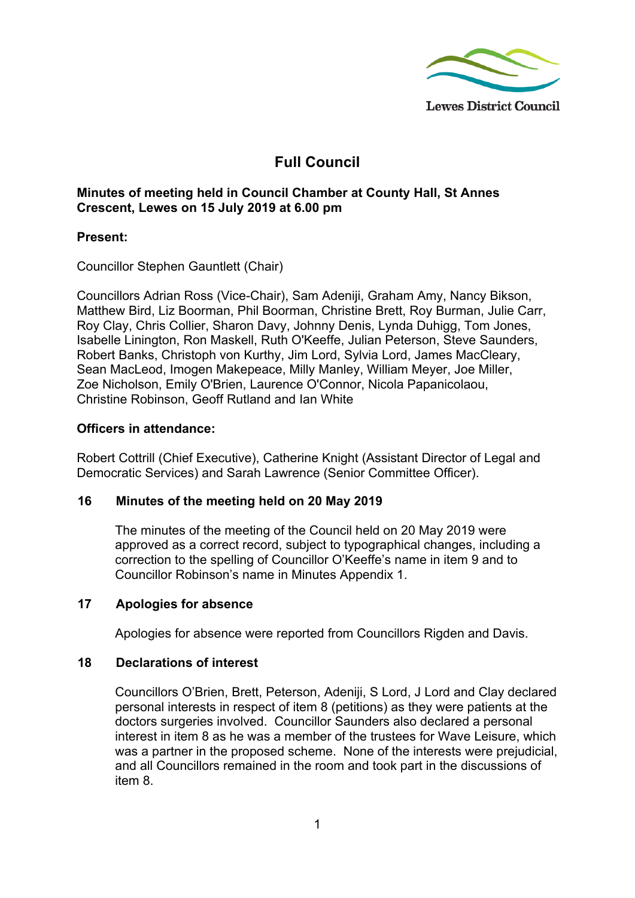Lewes District Council

# Full Council

**Minutes of meeting held in Council Chamber at County Hall, St Annes Crescent, Lewes on 15 July 2019 at 6.00 pm**

**Present:**

Councillor Stephen Gauntlett (Chair)

Councillors Adrian Ross (Vice-Chair), Sam Adeniji, Graham Amy, Nancy Bikson, Matthew Bird, Liz Boorman, Phil Boorman, Christine Brett, Roy Burman, Julie Carr, Roy Clay, Chris Collier, Sharon Davy, Johnny Denis, Lynda Duhigg, Tom Jones, Isabelle Linington, Ron Maskell, Ruth O'Keeffe, Julian Peterson, Steve Saunders, Robert Banks, Christoph von Kurthy, Jim Lord, Sylvia Lord, James MacCleary, Sean MacLeod, Imogen Makepeace, Milly Manley, William Meyer, Joe Miller, Zoe Nicholson, Emily O'Brien, Laurence O'Connor, Nicola Papanicolaou, Christine Robinson, Geoff Rutland and Ian White

**Officers in attendance:**

Robert Cottrill (Chief Executive), Catherine Knight (Assistant Director of Legal and Democratic Services) and Sarah Lawrence (Senior Committee Officer).

## 16 Minutes of the meeting held on 20 May 2019

The minutes of the meeting of the Council held on 20 May 2019 were approved as a correct record, subject to typographical changes, including a correction to the spelling of Councillor O'Keeffe's name in item 9 and to Councillor Robinson's name in Minutes Appendix 1.

## 17 Apologies for absence

Apologies for absence were reported from Councillors Rigden and Davis.

## 18 Declarations of interest

Councillors O'Brien, Brett, Peterson, Adeniji, S Lord, J Lord and Clay declared personal interests in respect of item 8 (petitions) as they were patients at the doctors surgeries involved. Councillor Saunders also declared a personal interest in item 8 as he was a member of the trustees for Wave Leisure, which was a partner in the proposed scheme. None of the interests were prejudicial, and all Councillors remained in the room and took part in the discussions of item 8.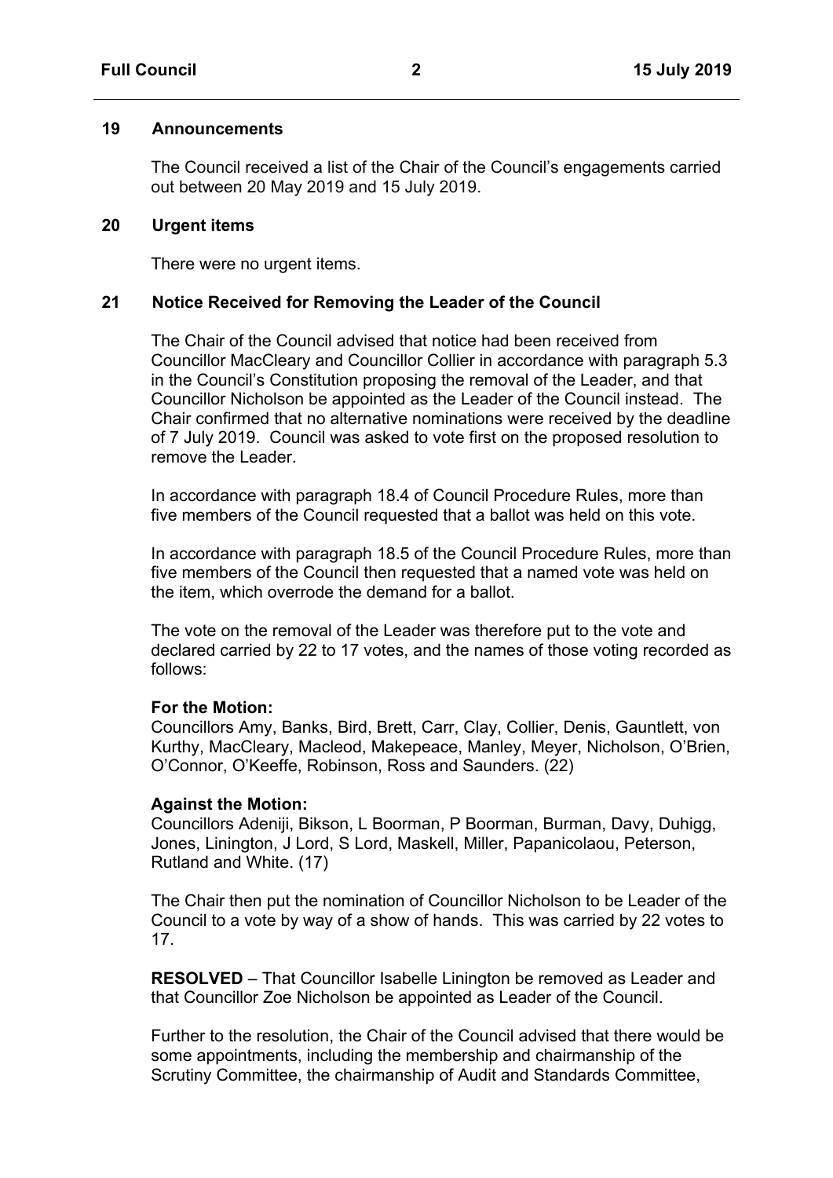## 19 Announcements

The Council received a list of the Chair of the Council's engagements carried out between 20 May 2019 and 15 July 2019.

## 20 Urgent items

There were no urgent items.

## 21 Notice Received for Removing the Leader of the Council

The Chair of the Council advised that notice had been received from Councillor MacCleary and Councillor Collier in accordance with paragraph 5.3 in the Council's Constitution proposing the removal of the Leader, and that Councillor Nicholson be appointed as the Leader of the Council instead. The Chair confirmed that no alternative nominations were received by the deadline of 7 July 2019. Council was asked to vote first on the proposed resolution to remove the Leader.

In accordance with paragraph 18.4 of Council Procedure Rules, more than five members of the Council requested that a ballot was held on this vote.

In accordance with paragraph 18.5 of the Council Procedure Rules, more than five members of the Council then requested that a named vote was held on the item, which overrode the demand for a ballot.

The vote on the removal of the Leader was therefore put to the vote and declared carried by 22 to 17 votes, and the names of those voting recorded as follows:

**For the Motion:**
Councillors Amy, Banks, Bird, Brett, Carr, Clay, Collier, Denis, Gauntlett, von Kurthy, MacCleary, Macleod, Makepeace, Manley, Meyer, Nicholson, O'Brien, O'Connor, O'Keeffe, Robinson, Ross and Saunders. (22)

**Against the Motion:**
Councillors Adeniji, Bikson, L Boorman, P Boorman, Burman, Davy, Duhigg, Jones, Linington, J Lord, S Lord, Maskell, Miller, Papanicolaou, Peterson, Rutland and White. (17)

The Chair then put the nomination of Councillor Nicholson to be Leader of the Council to a vote by way of a show of hands. This was carried by 22 votes to 17.

**RESOLVED** – That Councillor Isabelle Linington be removed as Leader and that Councillor Zoe Nicholson be appointed as Leader of the Council.

Further to the resolution, the Chair of the Council advised that there would be some appointments, including the membership and chairmanship of the Scrutiny Committee, the chairmanship of Audit and Standards Committee,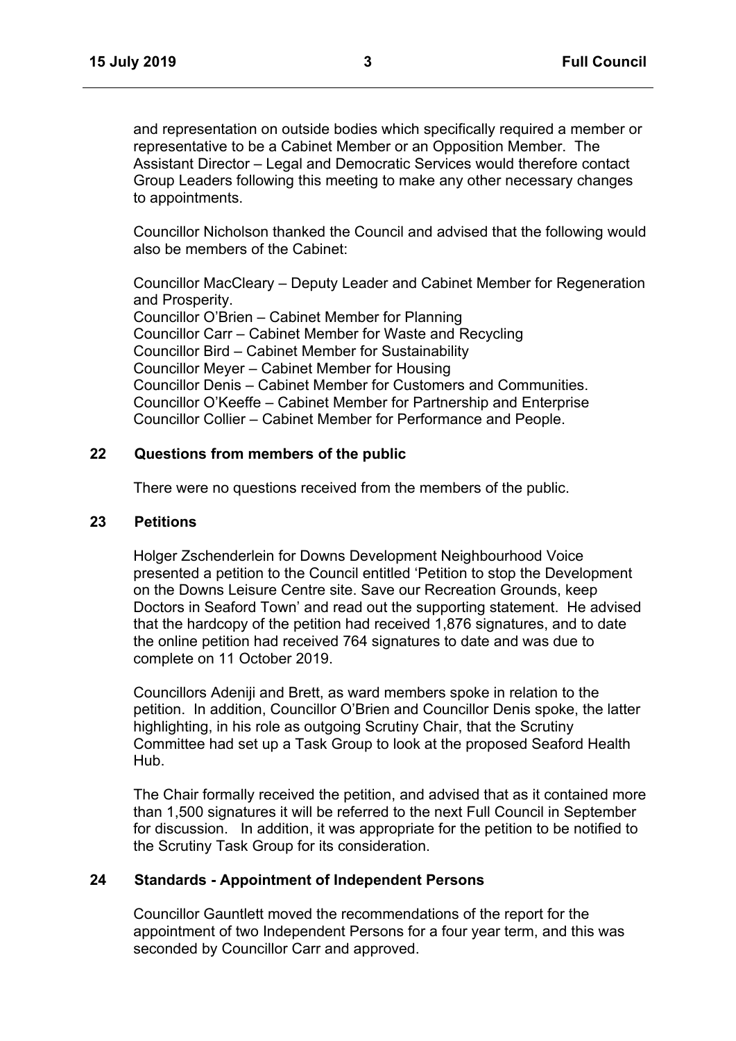and representation on outside bodies which specifically required a member or representative to be a Cabinet Member or an Opposition Member. The Assistant Director – Legal and Democratic Services would therefore contact Group Leaders following this meeting to make any other necessary changes to appointments.

Councillor Nicholson thanked the Council and advised that the following would also be members of the Cabinet:

Councillor MacCleary – Deputy Leader and Cabinet Member for Regeneration and Prosperity.
Councillor O'Brien – Cabinet Member for Planning
Councillor Carr – Cabinet Member for Waste and Recycling
Councillor Bird – Cabinet Member for Sustainability
Councillor Meyer – Cabinet Member for Housing
Councillor Denis – Cabinet Member for Customers and Communities.
Councillor O'Keeffe – Cabinet Member for Partnership and Enterprise
Councillor Collier – Cabinet Member for Performance and People.

## 22 Questions from members of the public

There were no questions received from the members of the public.

## 23 Petitions

Holger Zschenderlein for Downs Development Neighbourhood Voice presented a petition to the Council entitled 'Petition to stop the Development on the Downs Leisure Centre site. Save our Recreation Grounds, keep Doctors in Seaford Town' and read out the supporting statement. He advised that the hardcopy of the petition had received 1,876 signatures, and to date the online petition had received 764 signatures to date and was due to complete on 11 October 2019.

Councillors Adeniji and Brett, as ward members spoke in relation to the petition. In addition, Councillor O'Brien and Councillor Denis spoke, the latter highlighting, in his role as outgoing Scrutiny Chair, that the Scrutiny Committee had set up a Task Group to look at the proposed Seaford Health Hub.

The Chair formally received the petition, and advised that as it contained more than 1,500 signatures it will be referred to the next Full Council in September for discussion. In addition, it was appropriate for the petition to be notified to the Scrutiny Task Group for its consideration.

## 24 Standards - Appointment of Independent Persons

Councillor Gauntlett moved the recommendations of the report for the appointment of two Independent Persons for a four year term, and this was seconded by Councillor Carr and approved.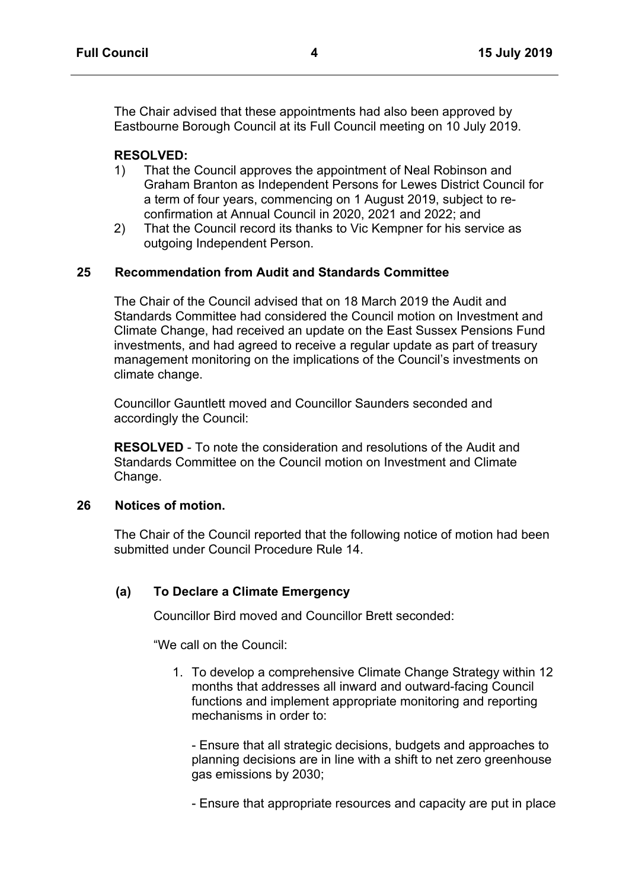The Chair advised that these appointments had also been approved by Eastbourne Borough Council at its Full Council meeting on 10 July 2019.

**RESOLVED:**

1) That the Council approves the appointment of Neal Robinson and Graham Branton as Independent Persons for Lewes District Council for a term of four years, commencing on 1 August 2019, subject to re-confirmation at Annual Council in 2020, 2021 and 2022; and
2) That the Council record its thanks to Vic Kempner for his service as outgoing Independent Person.

## 25 Recommendation from Audit and Standards Committee

The Chair of the Council advised that on 18 March 2019 the Audit and Standards Committee had considered the Council motion on Investment and Climate Change, had received an update on the East Sussex Pensions Fund investments, and had agreed to receive a regular update as part of treasury management monitoring on the implications of the Council's investments on climate change.

Councillor Gauntlett moved and Councillor Saunders seconded and accordingly the Council:

**RESOLVED** - To note the consideration and resolutions of the Audit and Standards Committee on the Council motion on Investment and Climate Change.

## 26 Notices of motion.

The Chair of the Council reported that the following notice of motion had been submitted under Council Procedure Rule 14.

### (a) To Declare a Climate Emergency

Councillor Bird moved and Councillor Brett seconded:

"We call on the Council:

1. To develop a comprehensive Climate Change Strategy within 12 months that addresses all inward and outward-facing Council functions and implement appropriate monitoring and reporting mechanisms in order to:

   - Ensure that all strategic decisions, budgets and approaches to planning decisions are in line with a shift to net zero greenhouse gas emissions by 2030;

   - Ensure that appropriate resources and capacity are put in place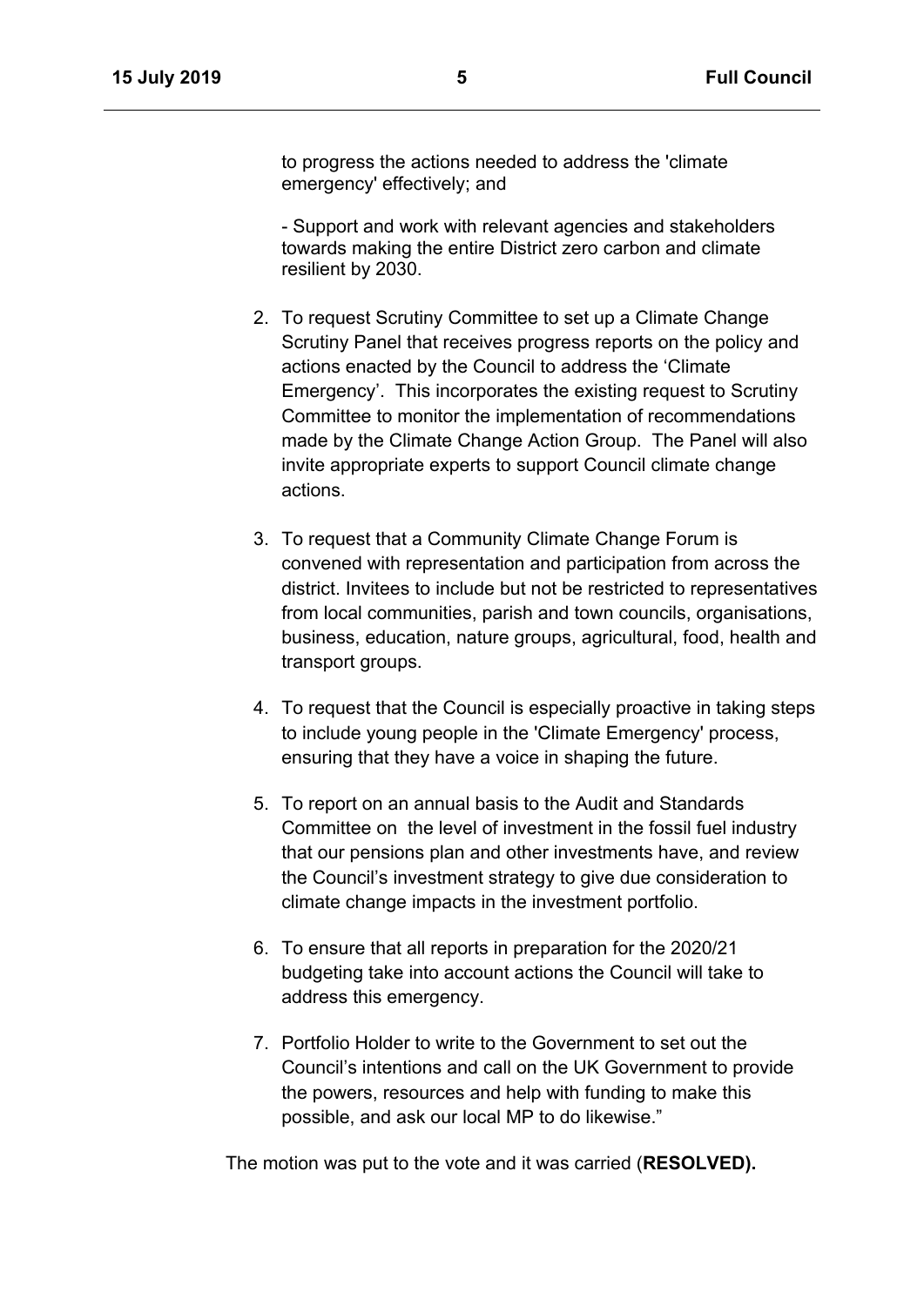to progress the actions needed to address the 'climate emergency' effectively; and

- Support and work with relevant agencies and stakeholders towards making the entire District zero carbon and climate resilient by 2030.

2. To request Scrutiny Committee to set up a Climate Change Scrutiny Panel that receives progress reports on the policy and actions enacted by the Council to address the 'Climate Emergency'. This incorporates the existing request to Scrutiny Committee to monitor the implementation of recommendations made by the Climate Change Action Group. The Panel will also invite appropriate experts to support Council climate change actions.

3. To request that a Community Climate Change Forum is convened with representation and participation from across the district. Invitees to include but not be restricted to representatives from local communities, parish and town councils, organisations, business, education, nature groups, agricultural, food, health and transport groups.

4. To request that the Council is especially proactive in taking steps to include young people in the 'Climate Emergency' process, ensuring that they have a voice in shaping the future.

5. To report on an annual basis to the Audit and Standards Committee on the level of investment in the fossil fuel industry that our pensions plan and other investments have, and review the Council's investment strategy to give due consideration to climate change impacts in the investment portfolio.

6. To ensure that all reports in preparation for the 2020/21 budgeting take into account actions the Council will take to address this emergency.

7. Portfolio Holder to write to the Government to set out the Council's intentions and call on the UK Government to provide the powers, resources and help with funding to make this possible, and ask our local MP to do likewise."

The motion was put to the vote and it was carried (**RESOLVED).**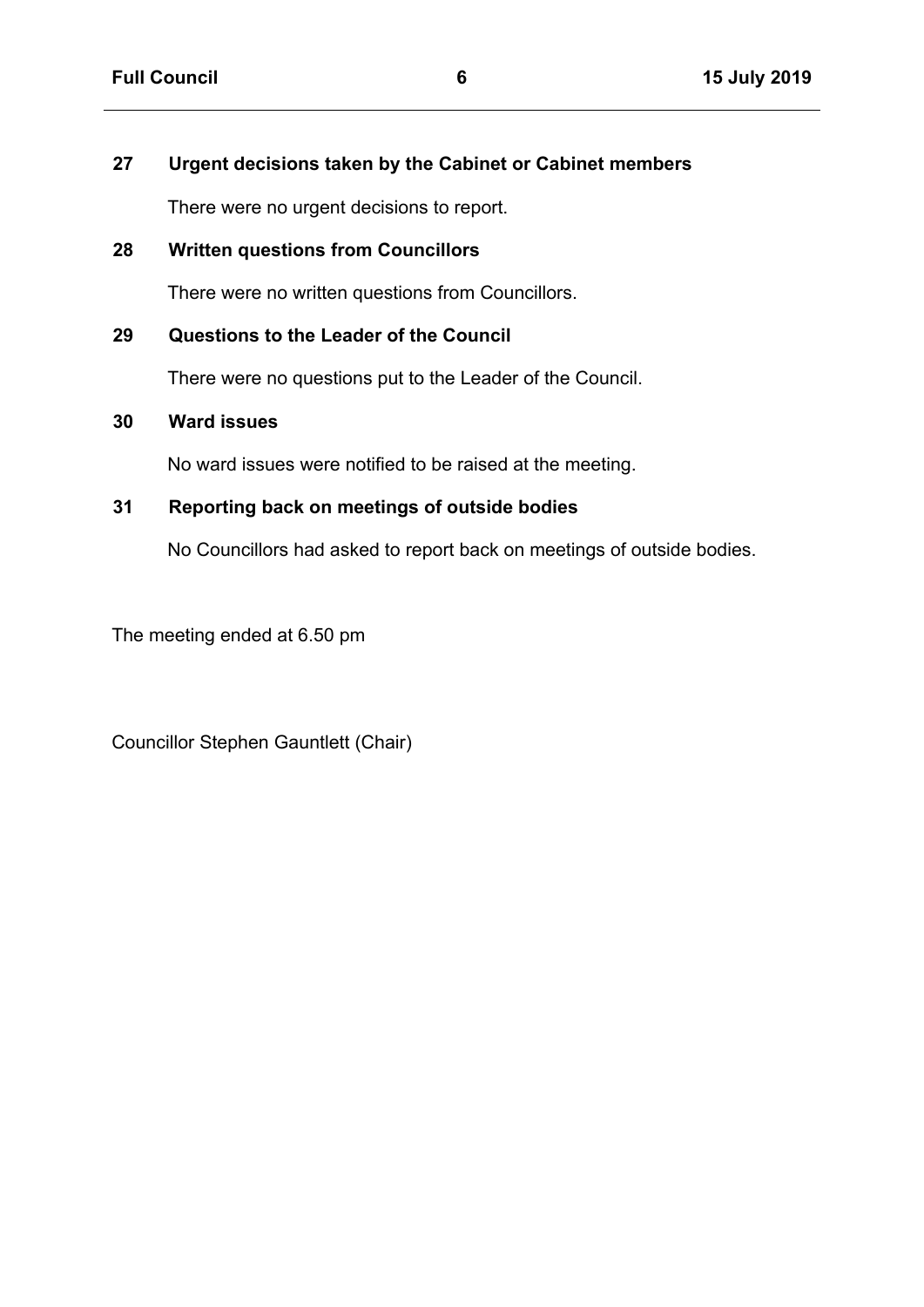### 27 Urgent decisions taken by the Cabinet or Cabinet members

There were no urgent decisions to report.

### 28 Written questions from Councillors

There were no written questions from Councillors.

### 29 Questions to the Leader of the Council

There were no questions put to the Leader of the Council.

### 30 Ward issues

No ward issues were notified to be raised at the meeting.

### 31 Reporting back on meetings of outside bodies

No Councillors had asked to report back on meetings of outside bodies.

The meeting ended at 6.50 pm

Councillor Stephen Gauntlett (Chair)